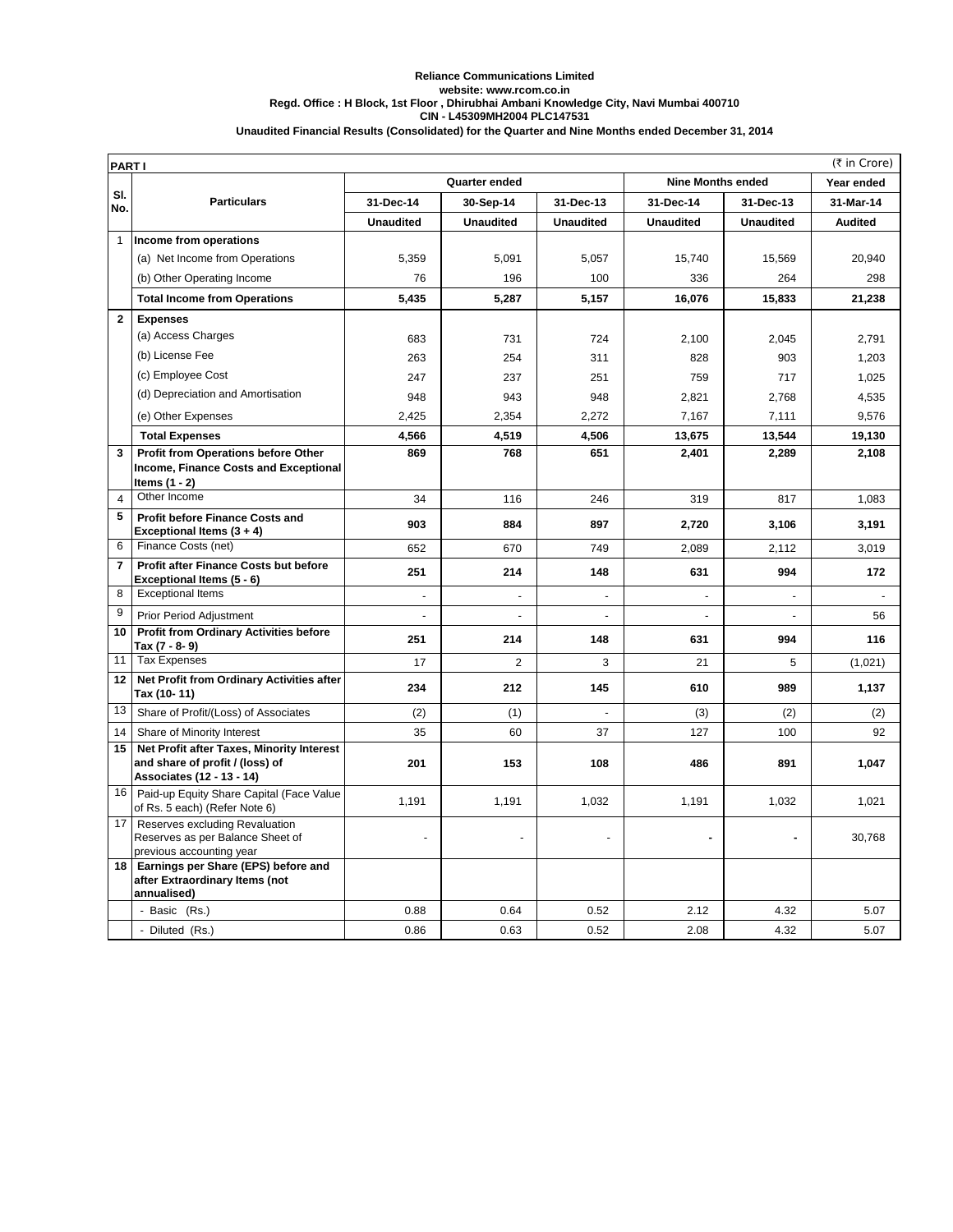**Reliance Communications Limited**
**website: www.rcom.co.in**
**Regd. Office : H Block, 1st Floor , Dhirubhai Ambani Knowledge City, Navi Mumbai 400710**
**CIN - L45309MH2004 PLC147531**
**Unaudited Financial Results (Consolidated) for the Quarter and Nine Months ended December 31, 2014**

**PART I** (₹ in Crore)

| Sl. No. | Particulars | Quarter ended | | | Nine Months ended | | Year ended |
|---|---|---|---|---|---|---|---|
| | | 31-Dec-14 | 30-Sep-14 | 31-Dec-13 | 31-Dec-14 | 31-Dec-13 | 31-Mar-14 |
| | | Unaudited | Unaudited | Unaudited | Unaudited | Unaudited | Audited |
| 1 | **Income from operations** | | | | | | |
| | (a) Net Income from Operations | 5,359 | 5,091 | 5,057 | 15,740 | 15,569 | 20,940 |
| | (b) Other Operating Income | 76 | 196 | 100 | 336 | 264 | 298 |
| | **Total Income from Operations** | **5,435** | **5,287** | **5,157** | **16,076** | **15,833** | **21,238** |
| **2** | **Expenses** | | | | | | |
| | (a) Access Charges | 683 | 731 | 724 | 2,100 | 2,045 | 2,791 |
| | (b) License Fee | 263 | 254 | 311 | 828 | 903 | 1,203 |
| | (c) Employee Cost | 247 | 237 | 251 | 759 | 717 | 1,025 |
| | (d) Depreciation and Amortisation | 948 | 943 | 948 | 2,821 | 2,768 | 4,535 |
| | (e) Other Expenses | 2,425 | 2,354 | 2,272 | 7,167 | 7,111 | 9,576 |
| | **Total Expenses** | **4,566** | **4,519** | **4,506** | **13,675** | **13,544** | **19,130** |
| **3** | **Profit from Operations before Other Income, Finance Costs and Exceptional Items (1 - 2)** | **869** | **768** | **651** | **2,401** | **2,289** | **2,108** |
| 4 | Other Income | 34 | 116 | 246 | 319 | 817 | 1,083 |
| **5** | **Profit before Finance Costs and Exceptional Items (3 + 4)** | **903** | **884** | **897** | **2,720** | **3,106** | **3,191** |
| 6 | Finance Costs (net) | 652 | 670 | 749 | 2,089 | 2,112 | 3,019 |
| **7** | **Profit after Finance Costs but before Exceptional Items (5 - 6)** | **251** | **214** | **148** | **631** | **994** | **172** |
| 8 | Exceptional Items | - | - | - | - | - | - |
| 9 | Prior Period Adjustment | - | - | - | - | - | 56 |
| **10** | **Profit from Ordinary Activities before Tax (7 - 8- 9)** | **251** | **214** | **148** | **631** | **994** | **116** |
| 11 | Tax Expenses | 17 | 2 | 3 | 21 | 5 | (1,021) |
| **12** | **Net Profit from Ordinary Activities after Tax (10- 11)** | **234** | **212** | **145** | **610** | **989** | **1,137** |
| 13 | Share of Profit/(Loss) of Associates | (2) | (1) | - | (3) | (2) | (2) |
| 14 | Share of Minority Interest | 35 | 60 | 37 | 127 | 100 | 92 |
| **15** | **Net Profit after Taxes, Minority Interest and share of profit / (loss) of Associates (12 - 13 - 14)** | **201** | **153** | **108** | **486** | **891** | **1,047** |
| 16 | Paid-up Equity Share Capital (Face Value of Rs. 5 each) (Refer Note 6) | 1,191 | 1,191 | 1,032 | 1,191 | 1,032 | 1,021 |
| 17 | Reserves excluding Revaluation Reserves as per Balance Sheet of previous accounting year | - | - | - | - | - | 30,768 |
| **18** | **Earnings per Share (EPS) before and after Extraordinary Items (not annualised)** | | | | | | |
| | - Basic (Rs.) | 0.88 | 0.64 | 0.52 | 2.12 | 4.32 | 5.07 |
| | - Diluted (Rs.) | 0.86 | 0.63 | 0.52 | 2.08 | 4.32 | 5.07 |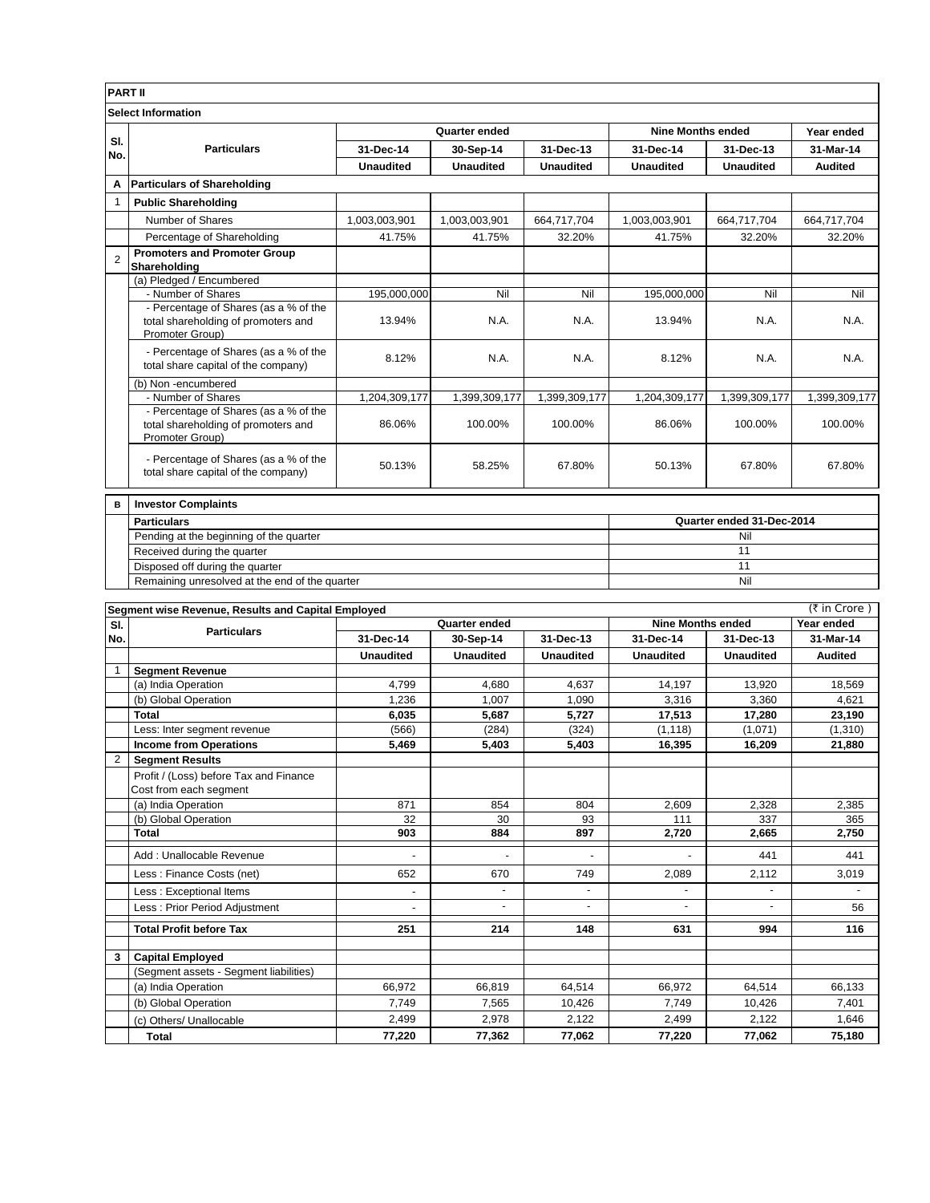**PART II**

**Select Information**

| Sl. No. | Particulars | Quarter ended | | | Nine Months ended | | Year ended |
|---|---|---|---|---|---|---|---|
| | | 31-Dec-14 | 30-Sep-14 | 31-Dec-13 | 31-Dec-14 | 31-Dec-13 | 31-Mar-14 |
| | | Unaudited | Unaudited | Unaudited | Unaudited | Unaudited | Audited |
| A | **Particulars of Shareholding** | | | | | | |
| 1 | **Public Shareholding** | | | | | | |
| | Number of Shares | 1,003,003,901 | 1,003,003,901 | 664,717,704 | 1,003,003,901 | 664,717,704 | 664,717,704 |
| | Percentage of Shareholding | 41.75% | 41.75% | 32.20% | 41.75% | 32.20% | 32.20% |
| 2 | **Promoters and Promoter Group Shareholding** | | | | | | |
| | (a) Pledged / Encumbered | | | | | | |
| | - Number of Shares | 195,000,000 | Nil | Nil | 195,000,000 | Nil | Nil |
| | - Percentage of Shares (as a % of the total shareholding of promoters and Promoter Group) | 13.94% | N.A. | N.A. | 13.94% | N.A. | N.A. |
| | - Percentage of Shares (as a % of the total share capital of the company) | 8.12% | N.A. | N.A. | 8.12% | N.A. | N.A. |
| | (b) Non -encumbered | | | | | | |
| | - Number of Shares | 1,204,309,177 | 1,399,309,177 | 1,399,309,177 | 1,204,309,177 | 1,399,309,177 | 1,399,309,177 |
| | - Percentage of Shares (as a % of the total shareholding of promoters and Promoter Group) | 86.06% | 100.00% | 100.00% | 86.06% | 100.00% | 100.00% |
| | - Percentage of Shares (as a % of the total share capital of the company) | 50.13% | 58.25% | 67.80% | 50.13% | 67.80% | 67.80% |

| B | Investor Complaints | |
|---|---|---|
| | **Particulars** | **Quarter ended 31-Dec-2014** |
| | Pending at the beginning of the quarter | Nil |
| | Received during the quarter | 11 |
| | Disposed off during the quarter | 11 |
| | Remaining unresolved at the end of the quarter | Nil |

**Segment wise Revenue, Results and Capital Employed** (₹ in Crore )

| Sl. No. | Particulars | Quarter ended | | | Nine Months ended | | Year ended |
|---|---|---|---|---|---|---|---|
| | | 31-Dec-14 | 30-Sep-14 | 31-Dec-13 | 31-Dec-14 | 31-Dec-13 | 31-Mar-14 |
| | | Unaudited | Unaudited | Unaudited | Unaudited | Unaudited | Audited |
| 1 | **Segment Revenue** | | | | | | |
| | (a) India Operation | 4,799 | 4,680 | 4,637 | 14,197 | 13,920 | 18,569 |
| | (b) Global Operation | 1,236 | 1,007 | 1,090 | 3,316 | 3,360 | 4,621 |
| | **Total** | **6,035** | **5,687** | **5,727** | **17,513** | **17,280** | **23,190** |
| | Less: Inter segment revenue | (566) | (284) | (324) | (1,118) | (1,071) | (1,310) |
| | **Income from Operations** | **5,469** | **5,403** | **5,403** | **16,395** | **16,209** | **21,880** |
| 2 | **Segment Results** | | | | | | |
| | Profit / (Loss) before Tax and Finance Cost from each segment | | | | | | |
| | (a) India Operation | 871 | 854 | 804 | 2,609 | 2,328 | 2,385 |
| | (b) Global Operation | 32 | 30 | 93 | 111 | 337 | 365 |
| | **Total** | **903** | **884** | **897** | **2,720** | **2,665** | **2,750** |
| | Add : Unallocable Revenue | - | - | - | - | 441 | 441 |
| | Less : Finance Costs (net) | 652 | 670 | 749 | 2,089 | 2,112 | 3,019 |
| | Less : Exceptional Items | - | - | - | - | - | - |
| | Less : Prior Period Adjustment | - | - | - | - | - | 56 |
| | **Total Profit before Tax** | **251** | **214** | **148** | **631** | **994** | **116** |
| 3 | **Capital Employed** | | | | | | |
| | (Segment assets - Segment liabilities) | | | | | | |
| | (a) India Operation | 66,972 | 66,819 | 64,514 | 66,972 | 64,514 | 66,133 |
| | (b) Global Operation | 7,749 | 7,565 | 10,426 | 7,749 | 10,426 | 7,401 |
| | (c) Others/ Unallocable | 2,499 | 2,978 | 2,122 | 2,499 | 2,122 | 1,646 |
| | **Total** | **77,220** | **77,362** | **77,062** | **77,220** | **77,062** | **75,180** |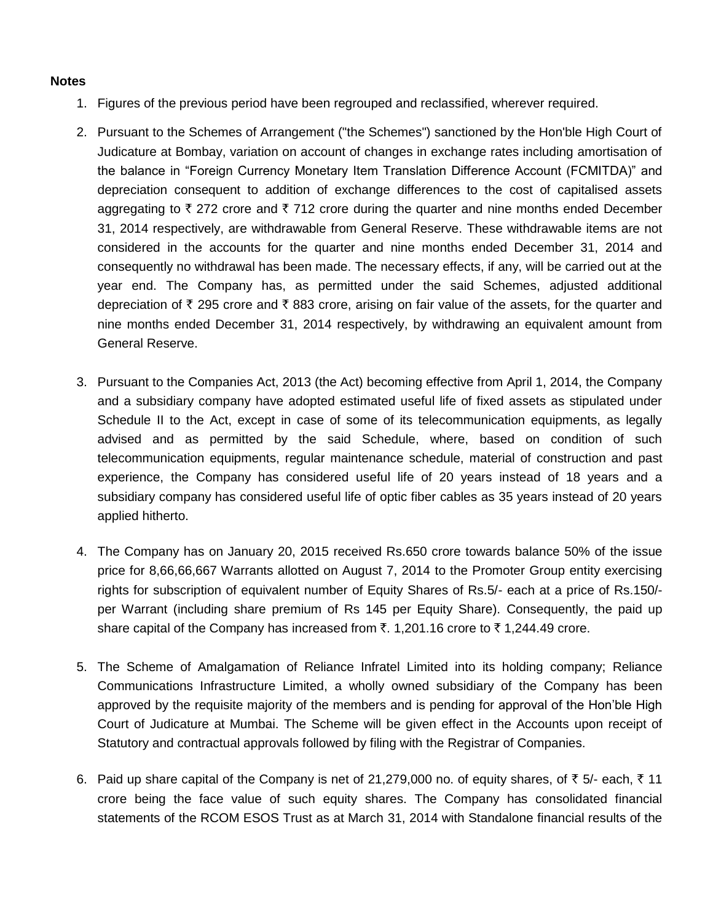**Notes**

1. Figures of the previous period have been regrouped and reclassified, wherever required.

2. Pursuant to the Schemes of Arrangement ("the Schemes") sanctioned by the Hon'ble High Court of Judicature at Bombay, variation on account of changes in exchange rates including amortisation of the balance in "Foreign Currency Monetary Item Translation Difference Account (FCMITDA)" and depreciation consequent to addition of exchange differences to the cost of capitalised assets aggregating to ₹ 272 crore and ₹ 712 crore during the quarter and nine months ended December 31, 2014 respectively, are withdrawable from General Reserve. These withdrawable items are not considered in the accounts for the quarter and nine months ended December 31, 2014 and consequently no withdrawal has been made. The necessary effects, if any, will be carried out at the year end. The Company has, as permitted under the said Schemes, adjusted additional depreciation of ₹ 295 crore and ₹ 883 crore, arising on fair value of the assets, for the quarter and nine months ended December 31, 2014 respectively, by withdrawing an equivalent amount from General Reserve.

3. Pursuant to the Companies Act, 2013 (the Act) becoming effective from April 1, 2014, the Company and a subsidiary company have adopted estimated useful life of fixed assets as stipulated under Schedule II to the Act, except in case of some of its telecommunication equipments, as legally advised and as permitted by the said Schedule, where, based on condition of such telecommunication equipments, regular maintenance schedule, material of construction and past experience, the Company has considered useful life of 20 years instead of 18 years and a subsidiary company has considered useful life of optic fiber cables as 35 years instead of 20 years applied hitherto.

4. The Company has on January 20, 2015 received Rs.650 crore towards balance 50% of the issue price for 8,66,66,667 Warrants allotted on August 7, 2014 to the Promoter Group entity exercising rights for subscription of equivalent number of Equity Shares of Rs.5/- each at a price of Rs.150/- per Warrant (including share premium of Rs 145 per Equity Share). Consequently, the paid up share capital of the Company has increased from ₹. 1,201.16 crore to ₹ 1,244.49 crore.

5. The Scheme of Amalgamation of Reliance Infratel Limited into its holding company; Reliance Communications Infrastructure Limited, a wholly owned subsidiary of the Company has been approved by the requisite majority of the members and is pending for approval of the Hon'ble High Court of Judicature at Mumbai. The Scheme will be given effect in the Accounts upon receipt of Statutory and contractual approvals followed by filing with the Registrar of Companies.

6. Paid up share capital of the Company is net of 21,279,000 no. of equity shares, of ₹ 5/- each, ₹ 11 crore being the face value of such equity shares. The Company has consolidated financial statements of the RCOM ESOS Trust as at March 31, 2014 with Standalone financial results of the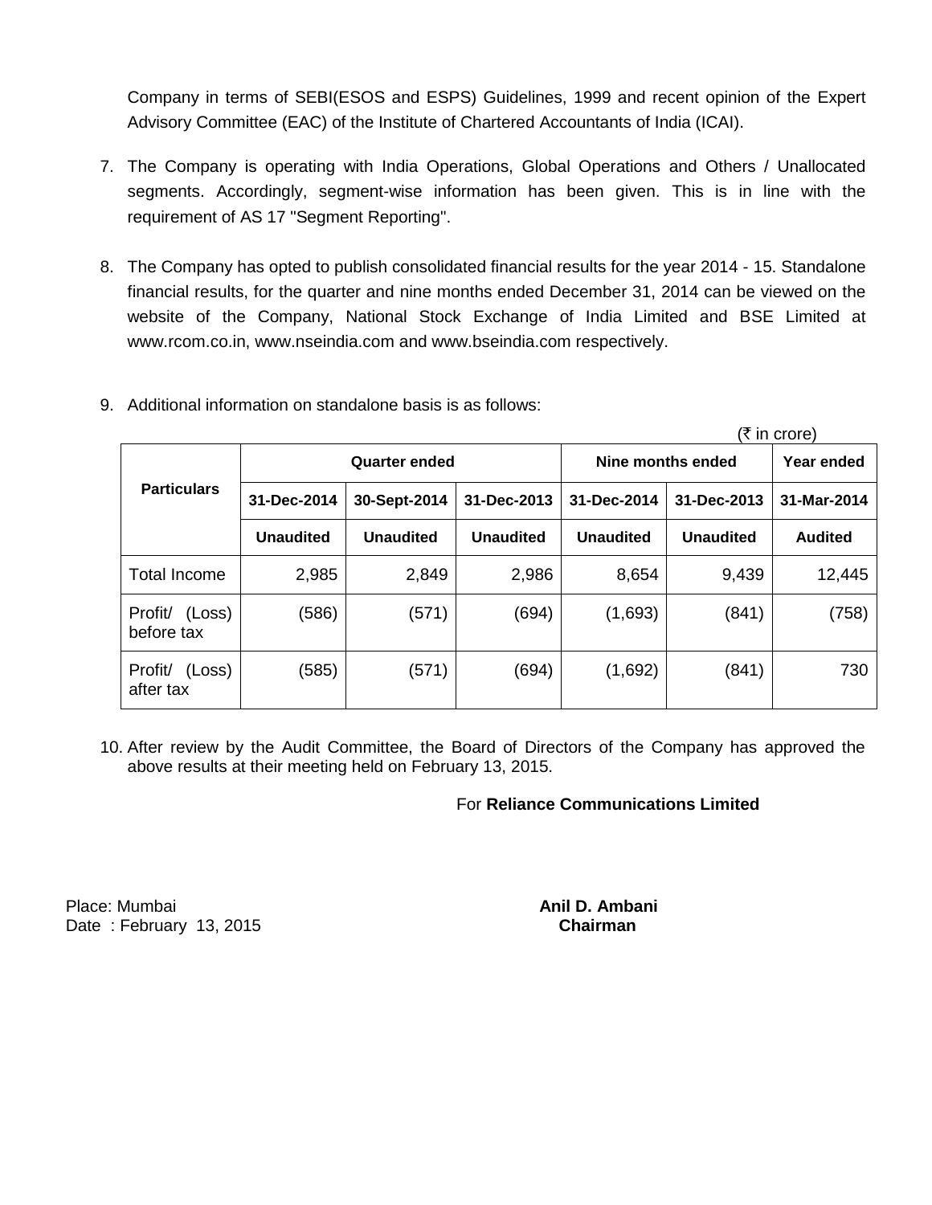Company in terms of SEBI(ESOS and ESPS) Guidelines, 1999 and recent opinion of the Expert Advisory Committee (EAC) of the Institute of Chartered Accountants of India (ICAI).

7. The Company is operating with India Operations, Global Operations and Others / Unallocated segments. Accordingly, segment-wise information has been given. This is in line with the requirement of AS 17 "Segment Reporting".

8. The Company has opted to publish consolidated financial results for the year 2014 - 15. Standalone financial results, for the quarter and nine months ended December 31, 2014 can be viewed on the website of the Company, National Stock Exchange of India Limited and BSE Limited at www.rcom.co.in, www.nseindia.com and www.bseindia.com respectively.

9. Additional information on standalone basis is as follows:

(₹ in crore)

| Particulars | Quarter ended | | | Nine months ended | | Year ended |
|---|---|---|---|---|---|---|
| | 31-Dec-2014 | 30-Sept-2014 | 31-Dec-2013 | 31-Dec-2014 | 31-Dec-2013 | 31-Mar-2014 |
| | Unaudited | Unaudited | Unaudited | Unaudited | Unaudited | Audited |
| Total Income | 2,985 | 2,849 | 2,986 | 8,654 | 9,439 | 12,445 |
| Profit/ (Loss) before tax | (586) | (571) | (694) | (1,693) | (841) | (758) |
| Profit/ (Loss) after tax | (585) | (571) | (694) | (1,692) | (841) | 730 |

10. After review by the Audit Committee, the Board of Directors of the Company has approved the above results at their meeting held on February 13, 2015.

For **Reliance Communications Limited**

Place: Mumbai
Date : February 13, 2015

**Anil D. Ambani**
**Chairman**